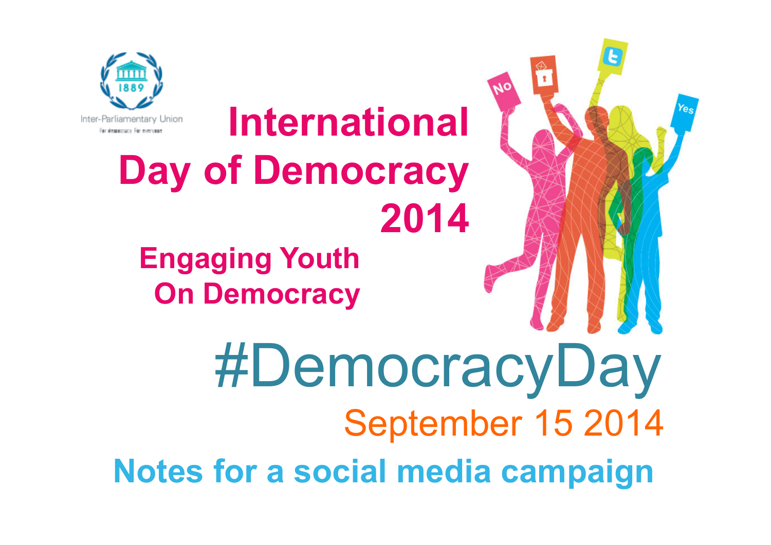Inter-Parliamentary Union

For democracy. For everyone.

# International Day of Democracy 2014

## Engaging Youth On Democracy

# #DemocracyDay

September 15 2014

## Notes for a social media campaign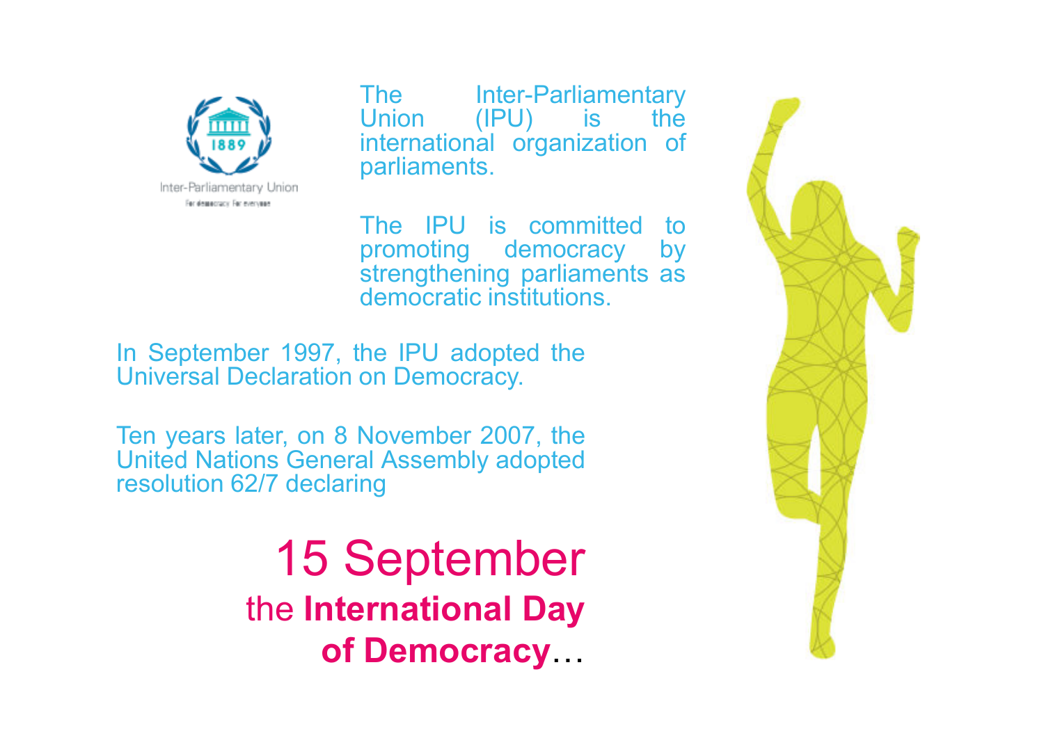Inter-Parliamentary Union

For democracy. For everyone.

The Inter-Parliamentary Union (IPU) is the international organization of parliaments.

The IPU is committed to promoting democracy by strengthening parliaments as democratic institutions.

In September 1997, the IPU adopted the Universal Declaration on Democracy.

Ten years later, on 8 November 2007, the United Nations General Assembly adopted resolution 62/7 declaring

15 September

the **International Day of Democracy**…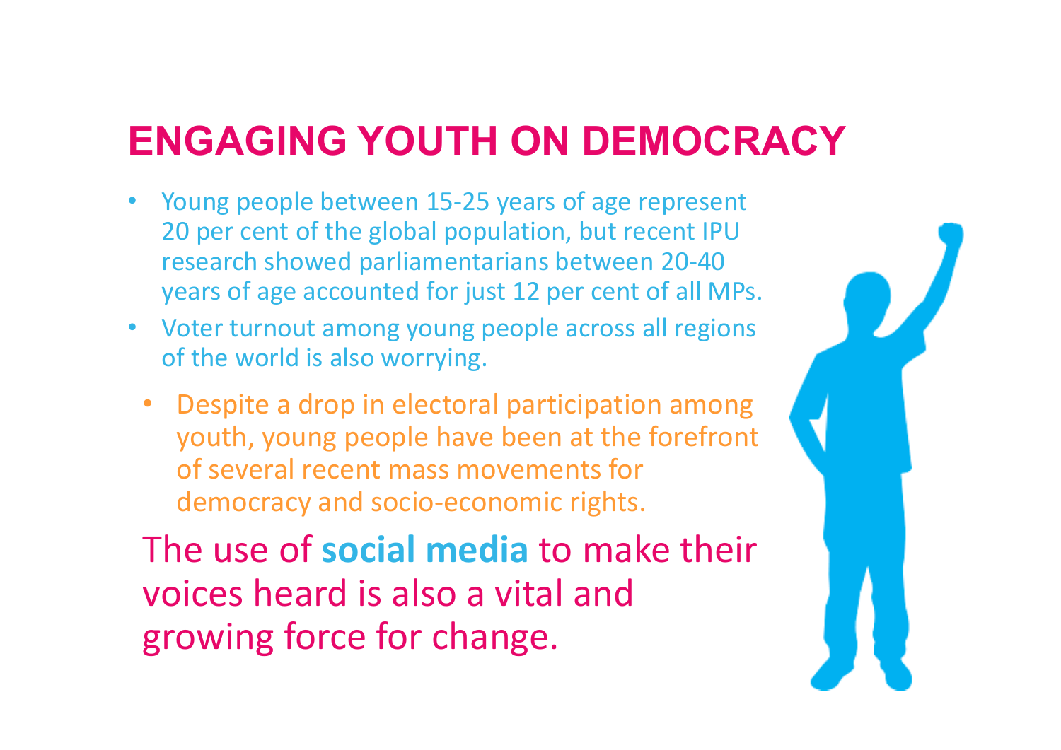# ENGAGING YOUTH ON DEMOCRACY

- Young people between 15-25 years of age represent 20 per cent of the global population, but recent IPU research showed parliamentarians between 20-40 years of age accounted for just 12 per cent of all MPs.
- Voter turnout among young people across all regions of the world is also worrying.
  - Despite a drop in electoral participation among youth, young people have been at the forefront of several recent mass movements for democracy and socio-economic rights.

The use of **social media** to make their voices heard is also a vital and growing force for change.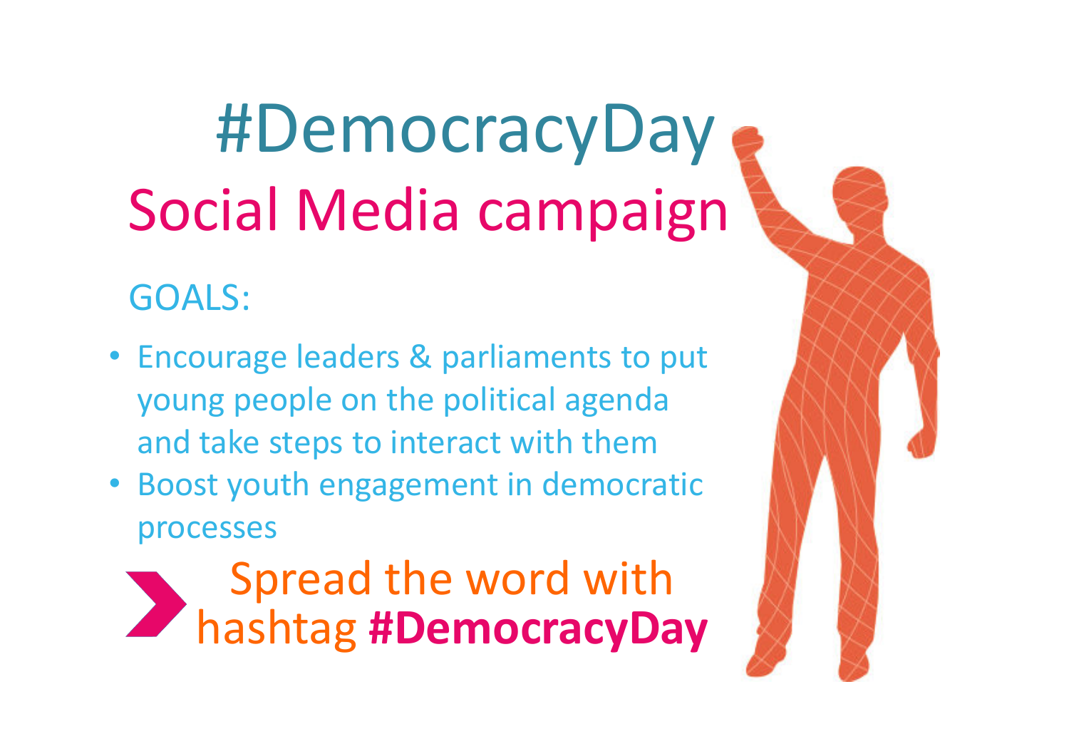# #DemocracyDay

## Social Media campaign

GOALS:

- Encourage leaders & parliaments to put young people on the political agenda and take steps to interact with them
- Boost youth engagement in democratic processes

Spread the word with hashtag **#DemocracyDay**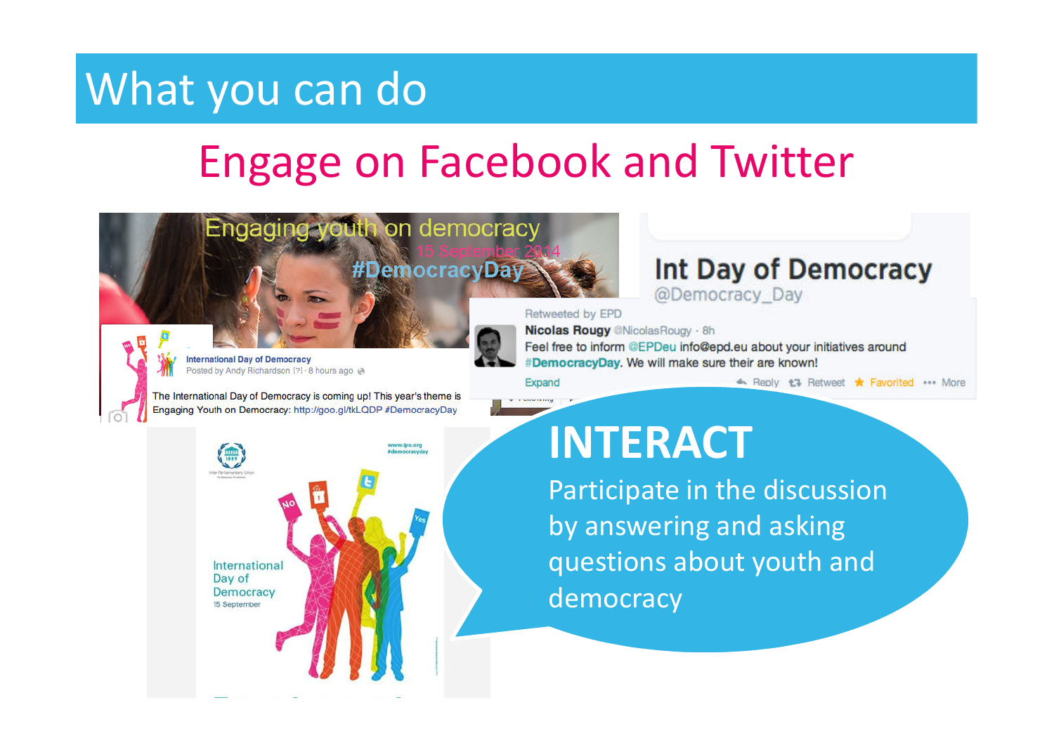# What you can do

## Engage on Facebook and Twitter

Engaging youth on democracy
15 September 2014
#DemocracyDay

International Day of Democracy
Posted by Andy Richardson [?] · 8 hours ago

The International Day of Democracy is coming up! This year's theme is Engaging Youth on Democracy: http://goo.gl/tkLQDP #DemocracyDay

Int Day of Democracy
@Democracy_Day

Retweeted by EPD
Nicolas Rougy @NicolasRougy · 8h
Feel free to inform @EPDeu info@epd.eu about your initiatives around #DemocracyDay. We will make sure their are known!
Expand · Reply · Retweet · Favorited · More

www.ipu.org
#democracyday

International Day of Democracy
15 September

**INTERACT**

Participate in the discussion by answering and asking questions about youth and democracy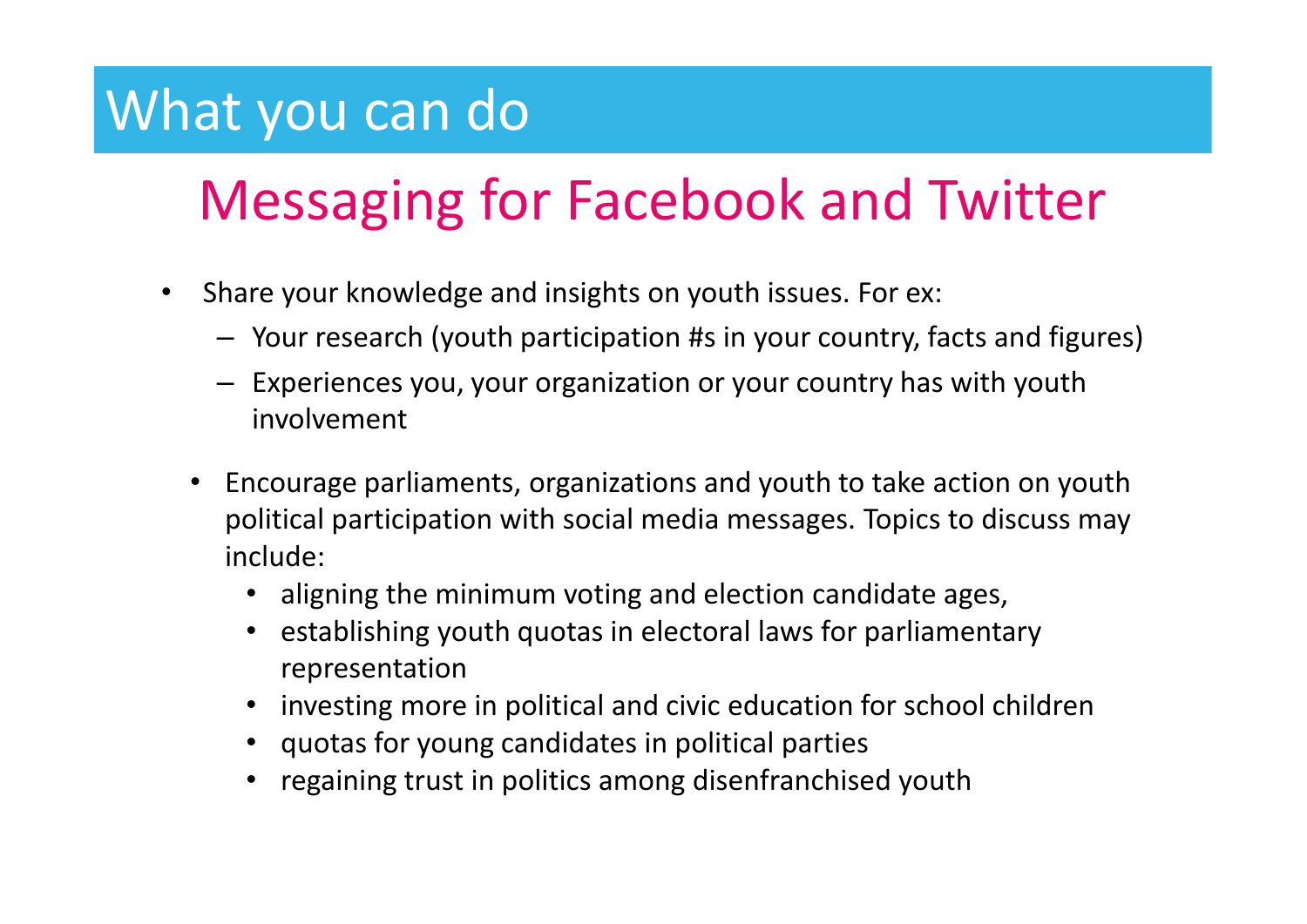# What you can do

## Messaging for Facebook and Twitter

- Share your knowledge and insights on youth issues. For ex:
  - Your research (youth participation #s in your country, facts and figures)
  - Experiences you, your organization or your country has with youth involvement

- Encourage parliaments, organizations and youth to take action on youth political participation with social media messages. Topics to discuss may include:
  - aligning the minimum voting and election candidate ages,
  - establishing youth quotas in electoral laws for parliamentary representation
  - investing more in political and civic education for school children
  - quotas for young candidates in political parties
  - regaining trust in politics among disenfranchised youth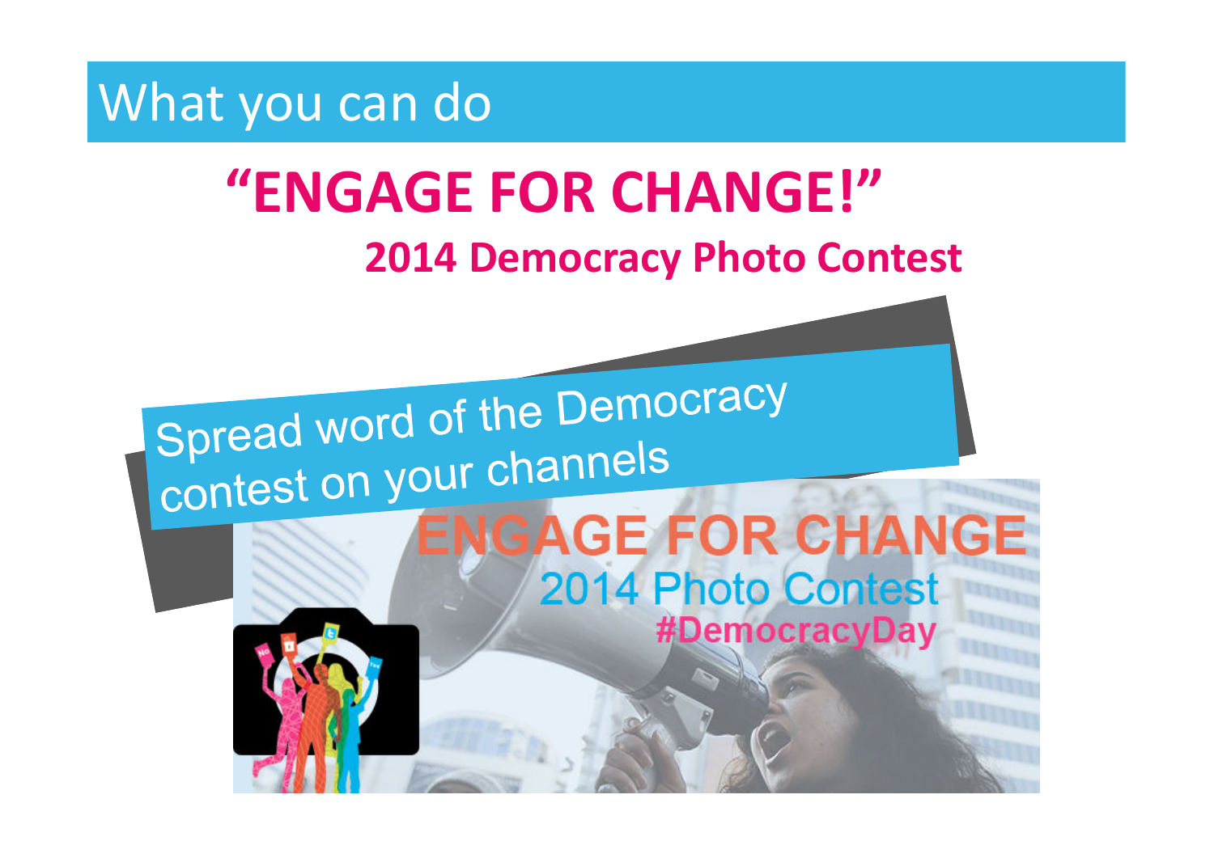# What you can do

## "ENGAGE FOR CHANGE!"

### 2014 Democracy Photo Contest

Spread word of the Democracy contest on your channels

ENGAGE FOR CHANGE

2014 Photo Contest

#DemocracyDay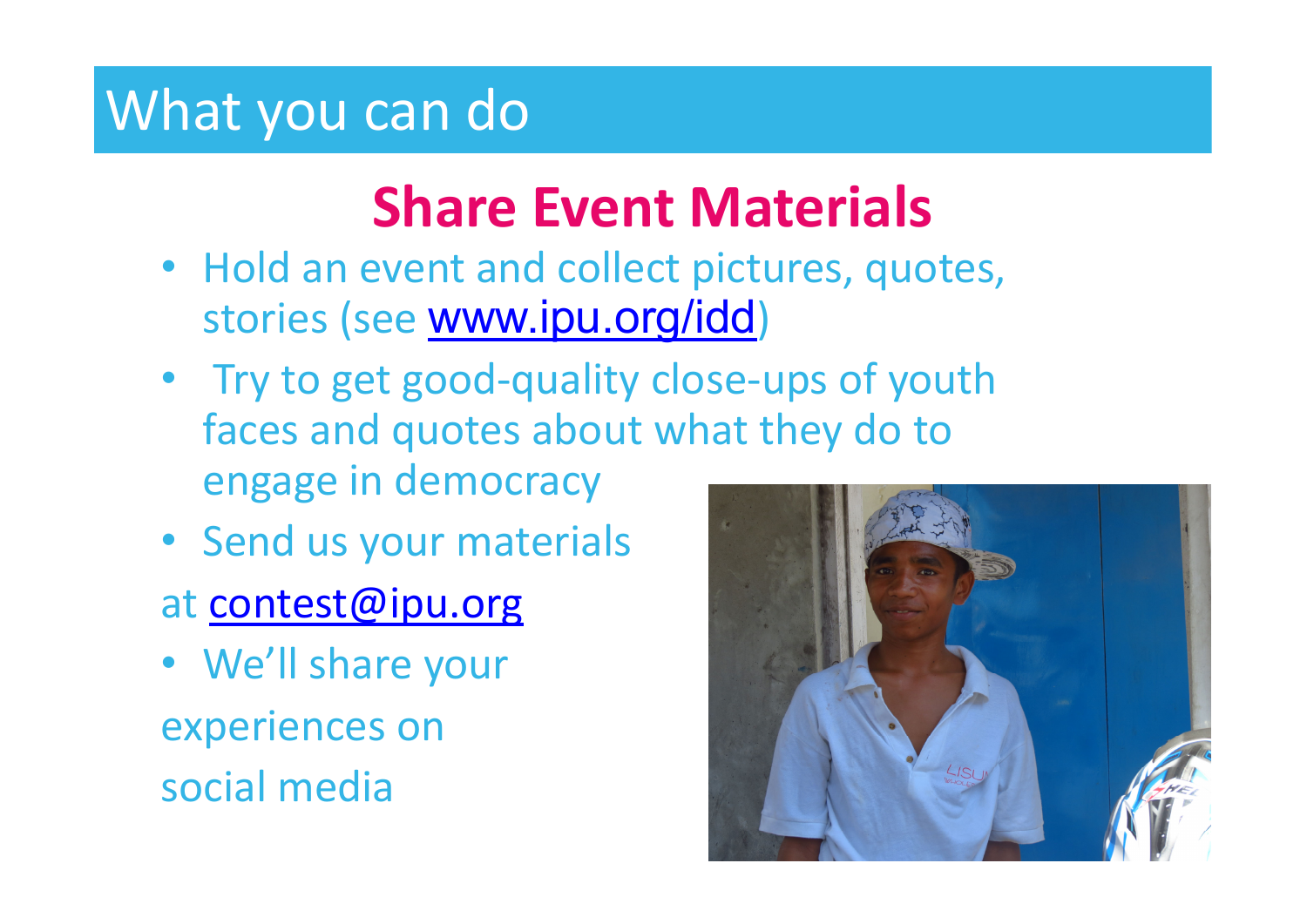# What you can do

## Share Event Materials

- Hold an event and collect pictures, quotes, stories (see www.ipu.org/idd)
- Try to get good-quality close-ups of youth faces and quotes about what they do to engage in democracy
- Send us your materials

at contest@ipu.org

- We'll share your

experiences on

social media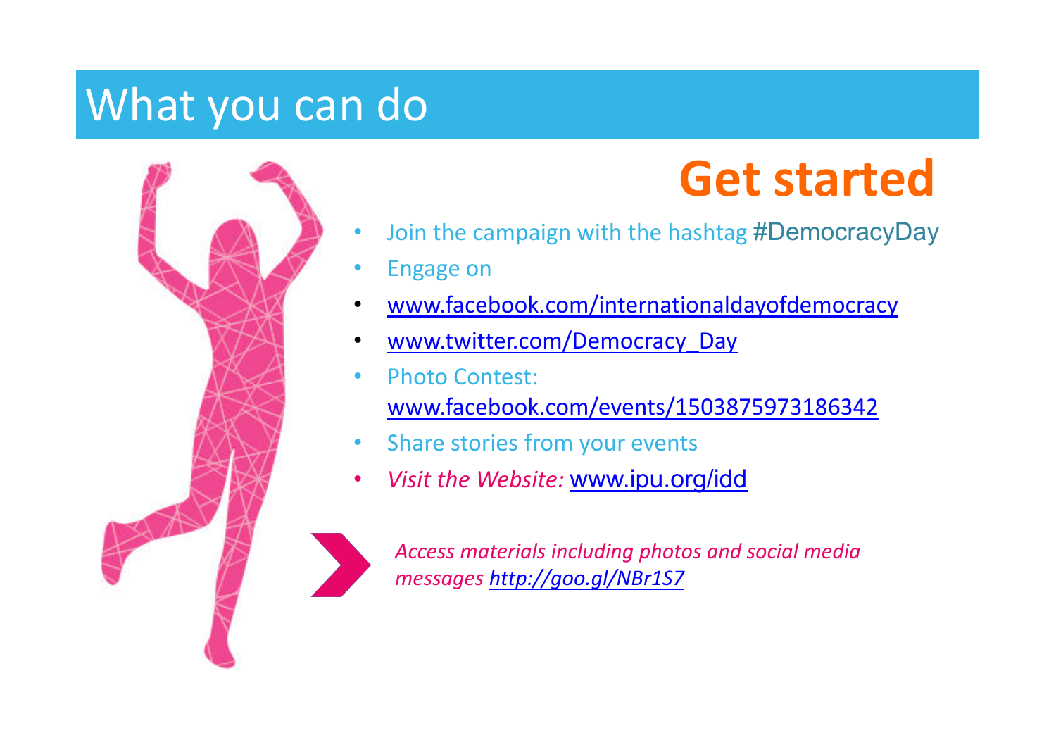# What you can do

## Get started

- Join the campaign with the hashtag #DemocracyDay
- Engage on
- www.facebook.com/internationaldayofdemocracy
- www.twitter.com/Democracy_Day
- Photo Contest: www.facebook.com/events/1503875973186342
- Share stories from your events
- *Visit the Website:* www.ipu.org/idd

*Access materials including photos and social media messages http://goo.gl/NBr1S7*